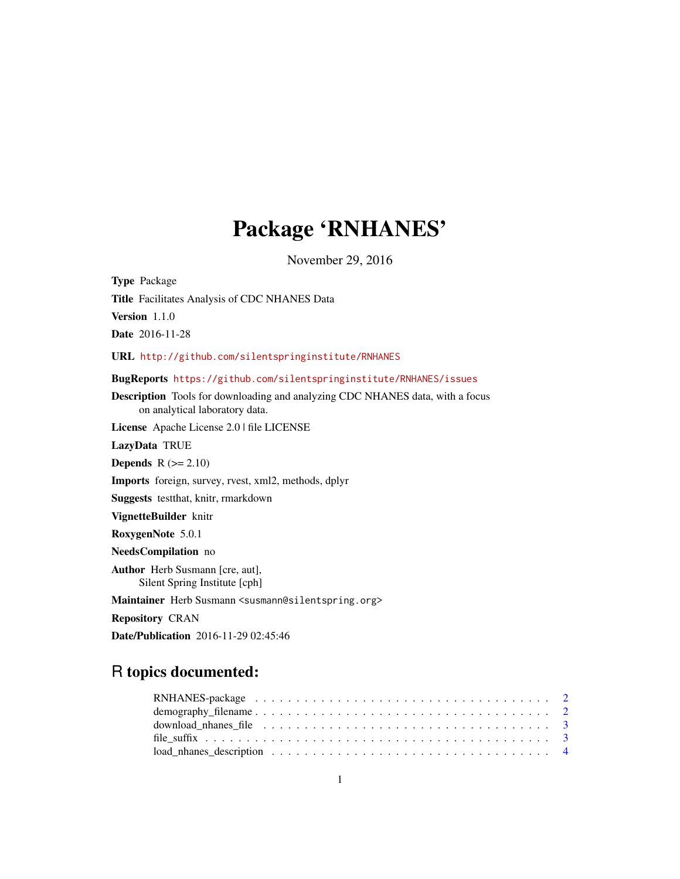# Package 'RNHANES'

November 29, 2016

**Type** Package

**Title** Facilitates Analysis of CDC NHANES Data

**Version** 1.1.0

**Date** 2016-11-28

**URL** http://github.com/silentspringinstitute/RNHANES

**BugReports** https://github.com/silentspringinstitute/RNHANES/issues

**Description** Tools for downloading and analyzing CDC NHANES data, with a focus on analytical laboratory data.

**License** Apache License 2.0 | file LICENSE

**LazyData** TRUE

**Depends** R (>= 2.10)

**Imports** foreign, survey, rvest, xml2, methods, dplyr

**Suggests** testthat, knitr, rmarkdown

**VignetteBuilder** knitr

**RoxygenNote** 5.0.1

**NeedsCompilation** no

**Author** Herb Susmann [cre, aut],
Silent Spring Institute [cph]

**Maintainer** Herb Susmann <susmann@silentspring.org>

**Repository** CRAN

**Date/Publication** 2016-11-29 02:45:46

## R topics documented:

- RNHANES-package . . . . . . . . . . . . . . . . . . . . . . . . . . . . . . . . . . 2
- demography_filename . . . . . . . . . . . . . . . . . . . . . . . . . . . . . . . . . 2
- download_nhanes_file . . . . . . . . . . . . . . . . . . . . . . . . . . . . . . . . . 3
- file_suffix . . . . . . . . . . . . . . . . . . . . . . . . . . . . . . . . . . . . . . . 3
- load_nhanes_description . . . . . . . . . . . . . . . . . . . . . . . . . . . . . . . 4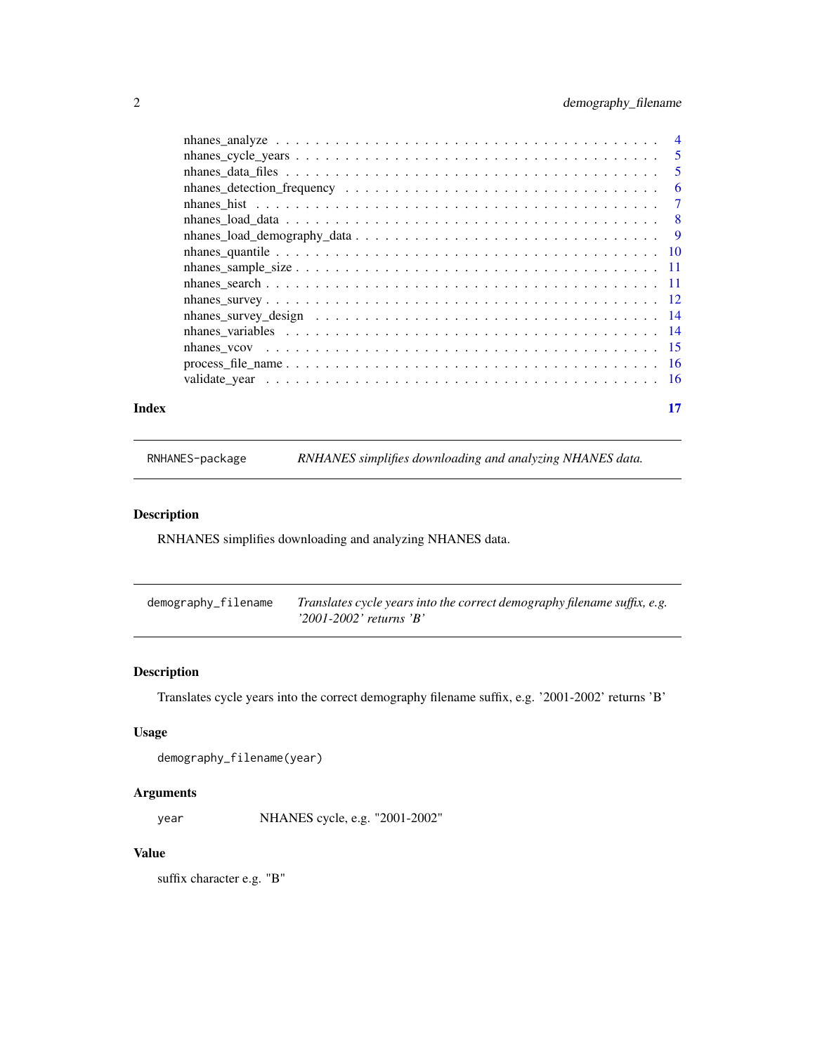nhanes_analyze . . . . . . . . . . . . . . . . . . . . . . . . . . . . . . . . . . . 4
nhanes_cycle_years . . . . . . . . . . . . . . . . . . . . . . . . . . . . . . . . . 5
nhanes_data_files . . . . . . . . . . . . . . . . . . . . . . . . . . . . . . . . . . 5
nhanes_detection_frequency . . . . . . . . . . . . . . . . . . . . . . . . . . . . 6
nhanes_hist . . . . . . . . . . . . . . . . . . . . . . . . . . . . . . . . . . . . . 7
nhanes_load_data . . . . . . . . . . . . . . . . . . . . . . . . . . . . . . . . . . 8
nhanes_load_demography_data . . . . . . . . . . . . . . . . . . . . . . . . . . . 9
nhanes_quantile . . . . . . . . . . . . . . . . . . . . . . . . . . . . . . . . . . 10
nhanes_sample_size . . . . . . . . . . . . . . . . . . . . . . . . . . . . . . . . 11
nhanes_search . . . . . . . . . . . . . . . . . . . . . . . . . . . . . . . . . . . 11
nhanes_survey . . . . . . . . . . . . . . . . . . . . . . . . . . . . . . . . . . . 12
nhanes_survey_design . . . . . . . . . . . . . . . . . . . . . . . . . . . . . . . 14
nhanes_variables . . . . . . . . . . . . . . . . . . . . . . . . . . . . . . . . . 14
nhanes_vcov . . . . . . . . . . . . . . . . . . . . . . . . . . . . . . . . . . . . 15
process_file_name . . . . . . . . . . . . . . . . . . . . . . . . . . . . . . . . 16
validate_year . . . . . . . . . . . . . . . . . . . . . . . . . . . . . . . . . . . 16

**Index** **17**

---

`RNHANES-package` *RNHANES simplifies downloading and analyzing NHANES data.*

---

### Description

RNHANES simplifies downloading and analyzing NHANES data.

---

`demography_filename` *Translates cycle years into the correct demography filename suffix, e.g. '2001-2002' returns 'B'*

---

### Description

Translates cycle years into the correct demography filename suffix, e.g. '2001-2002' returns 'B'

### Usage

```
demography_filename(year)
```

### Arguments

| | |
|---|---|
| `year` | NHANES cycle, e.g. "2001-2002" |

### Value

suffix character e.g. "B"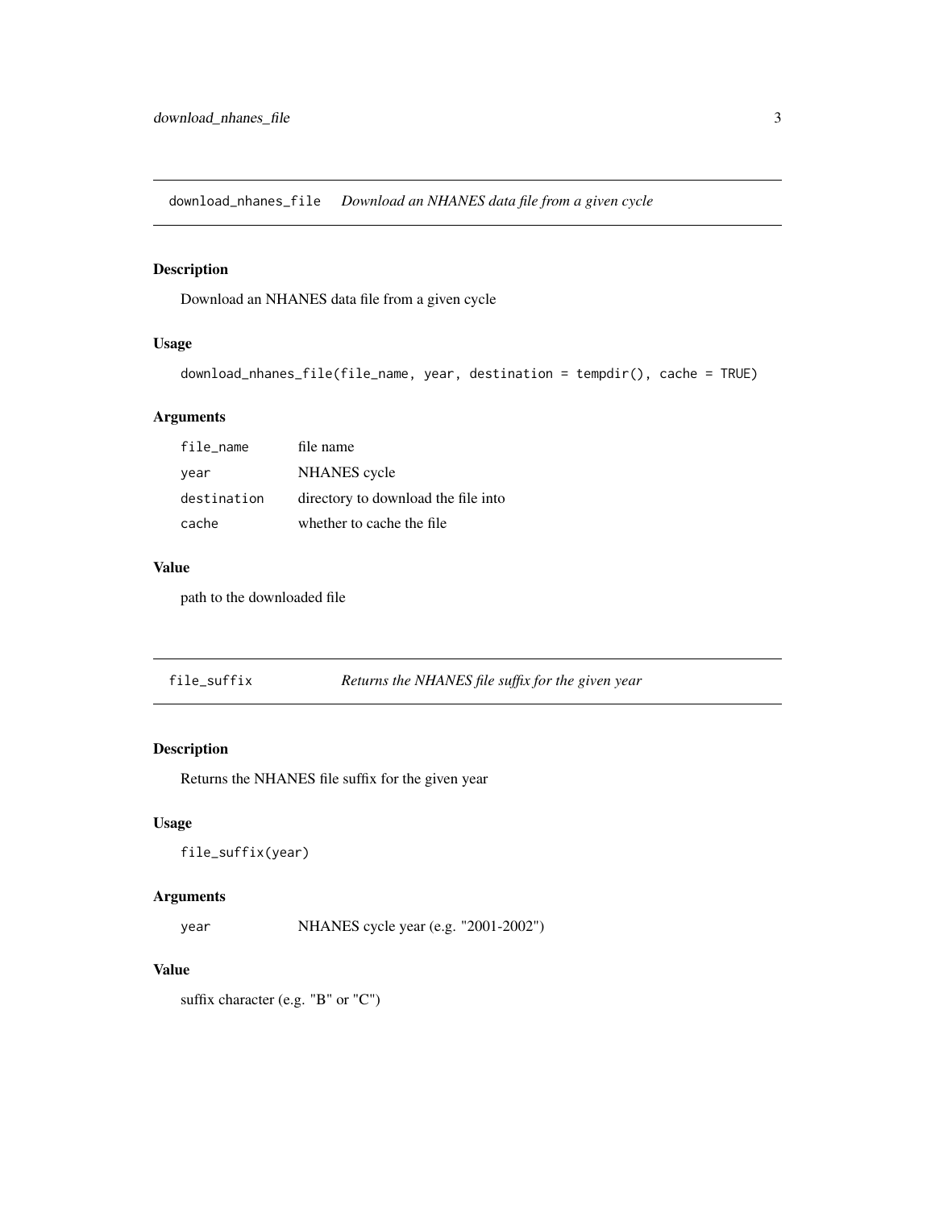## download_nhanes_file    *Download an NHANES data file from a given cycle*

### Description

Download an NHANES data file from a given cycle

### Usage

```
download_nhanes_file(file_name, year, destination = tempdir(), cache = TRUE)
```

### Arguments

| | |
|---|---|
| file_name | file name |
| year | NHANES cycle |
| destination | directory to download the file into |
| cache | whether to cache the file |

### Value

path to the downloaded file

## file_suffix    *Returns the NHANES file suffix for the given year*

### Description

Returns the NHANES file suffix for the given year

### Usage

```
file_suffix(year)
```

### Arguments

| | |
|---|---|
| year | NHANES cycle year (e.g. "2001-2002") |

### Value

suffix character (e.g. "B" or "C")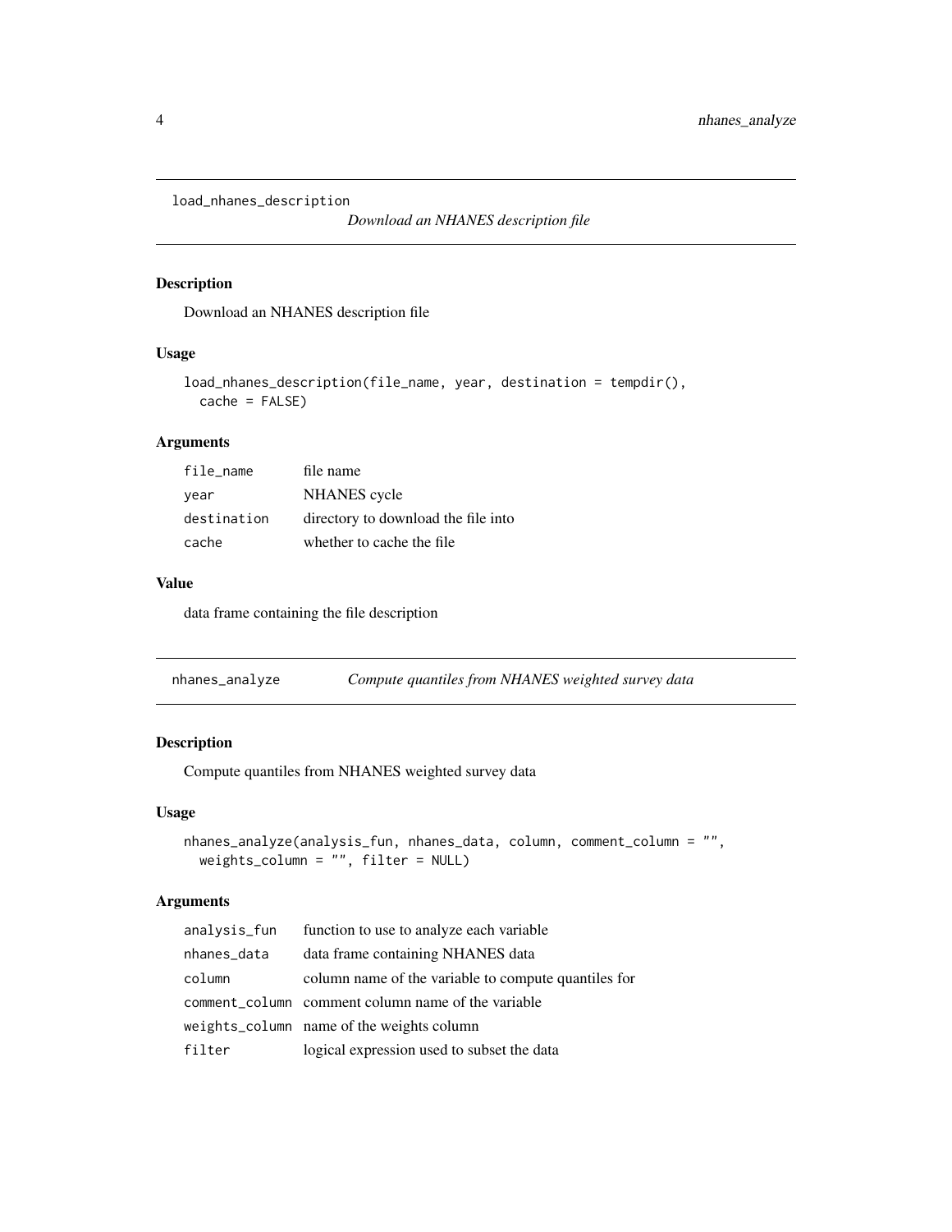## load_nhanes_description

*Download an NHANES description file*

### Description

Download an NHANES description file

### Usage

```
load_nhanes_description(file_name, year, destination = tempdir(),
  cache = FALSE)
```

### Arguments

| | |
|---|---|
| file_name | file name |
| year | NHANES cycle |
| destination | directory to download the file into |
| cache | whether to cache the file |

### Value

data frame containing the file description

## nhanes_analyze

*Compute quantiles from NHANES weighted survey data*

### Description

Compute quantiles from NHANES weighted survey data

### Usage

```
nhanes_analyze(analysis_fun, nhanes_data, column, comment_column = "",
  weights_column = "", filter = NULL)
```

### Arguments

| | |
|---|---|
| analysis_fun | function to use to analyze each variable |
| nhanes_data | data frame containing NHANES data |
| column | column name of the variable to compute quantiles for |
| comment_column | comment column name of the variable |
| weights_column | name of the weights column |
| filter | logical expression used to subset the data |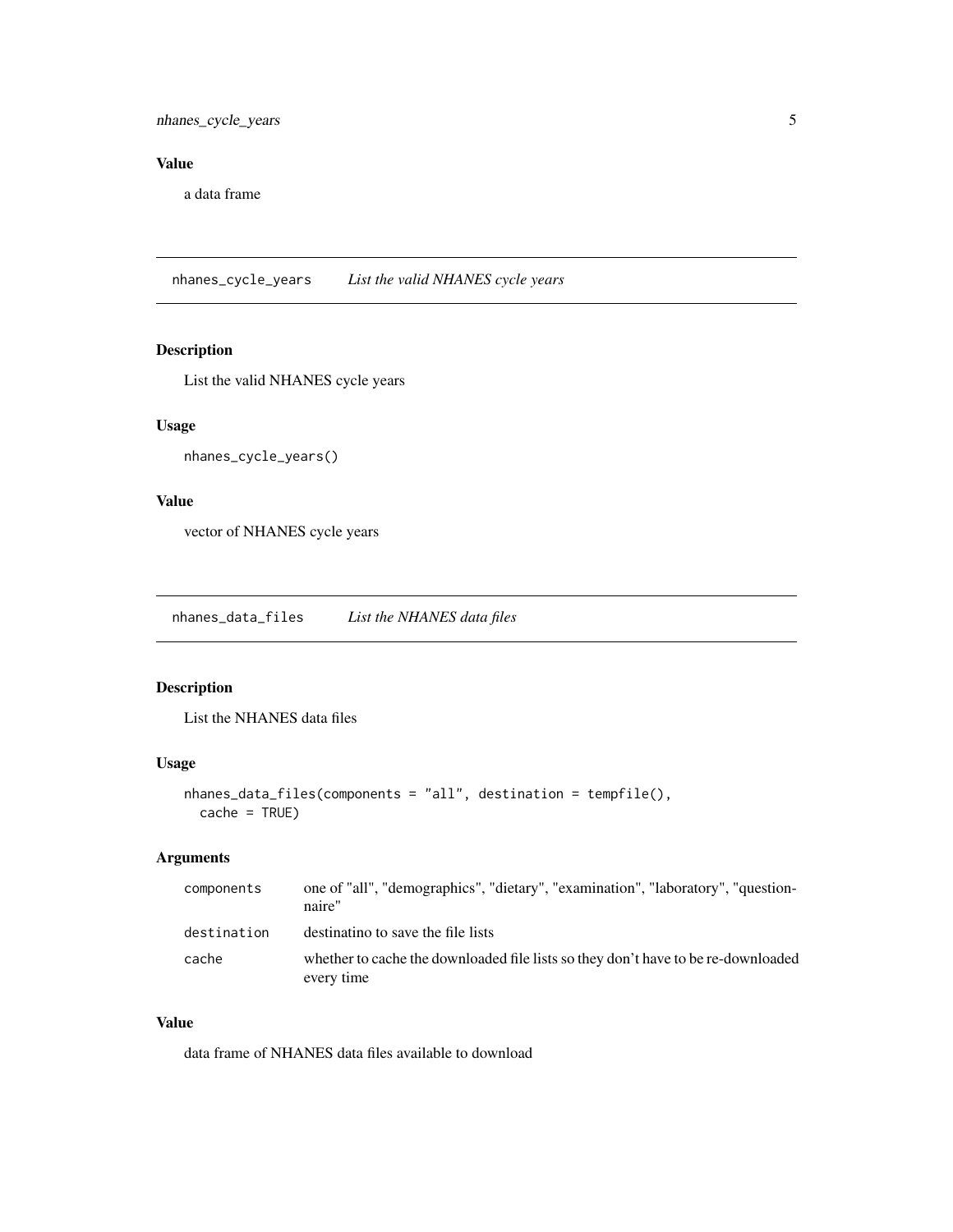## Value

a data frame

---

## nhanes_cycle_years — *List the valid NHANES cycle years*

### Description

List the valid NHANES cycle years

### Usage

```
nhanes_cycle_years()
```

### Value

vector of NHANES cycle years

---

## nhanes_data_files — *List the NHANES data files*

### Description

List the NHANES data files

### Usage

```
nhanes_data_files(components = "all", destination = tempfile(),
  cache = TRUE)
```

### Arguments

| | |
|---|---|
| components | one of "all", "demographics", "dietary", "examination", "laboratory", "questionnaire" |
| destination | destinatino to save the file lists |
| cache | whether to cache the downloaded file lists so they don't have to be re-downloaded every time |

### Value

data frame of NHANES data files available to download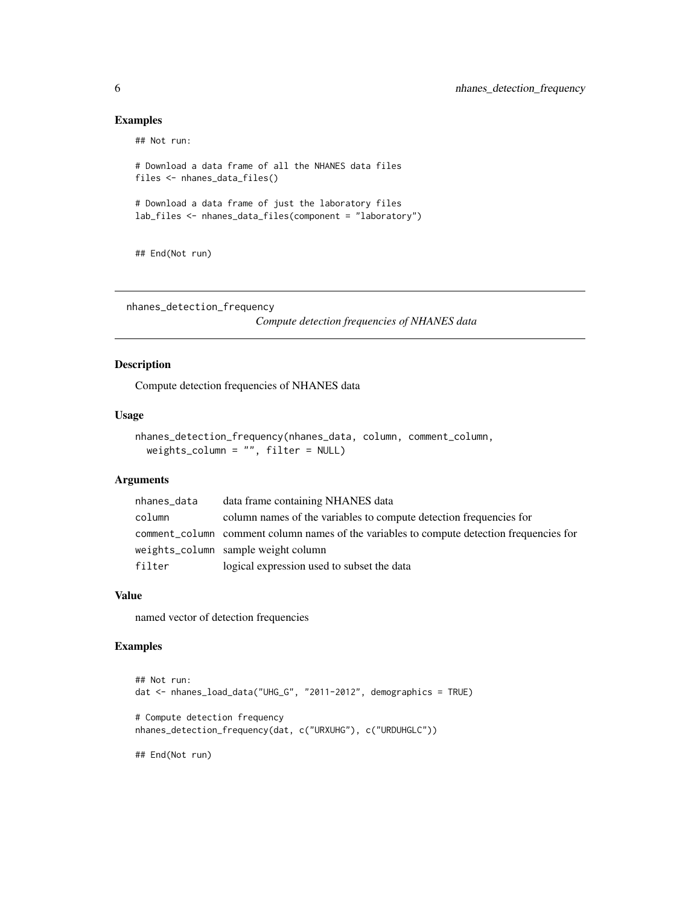### Examples

```
## Not run:

# Download a data frame of all the NHANES data files
files <- nhanes_data_files()

# Download a data frame of just the laboratory files
lab_files <- nhanes_data_files(component = "laboratory")


## End(Not run)
```

---

## nhanes_detection_frequency

*Compute detection frequencies of NHANES data*

---

### Description

Compute detection frequencies of NHANES data

### Usage

```
nhanes_detection_frequency(nhanes_data, column, comment_column,
  weights_column = "", filter = NULL)
```

### Arguments

| | |
|---|---|
| nhanes_data | data frame containing NHANES data |
| column | column names of the variables to compute detection frequencies for |
| comment_column | comment column names of the variables to compute detection frequencies for |
| weights_column | sample weight column |
| filter | logical expression used to subset the data |

### Value

named vector of detection frequencies

### Examples

```
## Not run:
dat <- nhanes_load_data("UHG_G", "2011-2012", demographics = TRUE)

# Compute detection frequency
nhanes_detection_frequency(dat, c("URXUHG"), c("URDUHGLC"))

## End(Not run)
```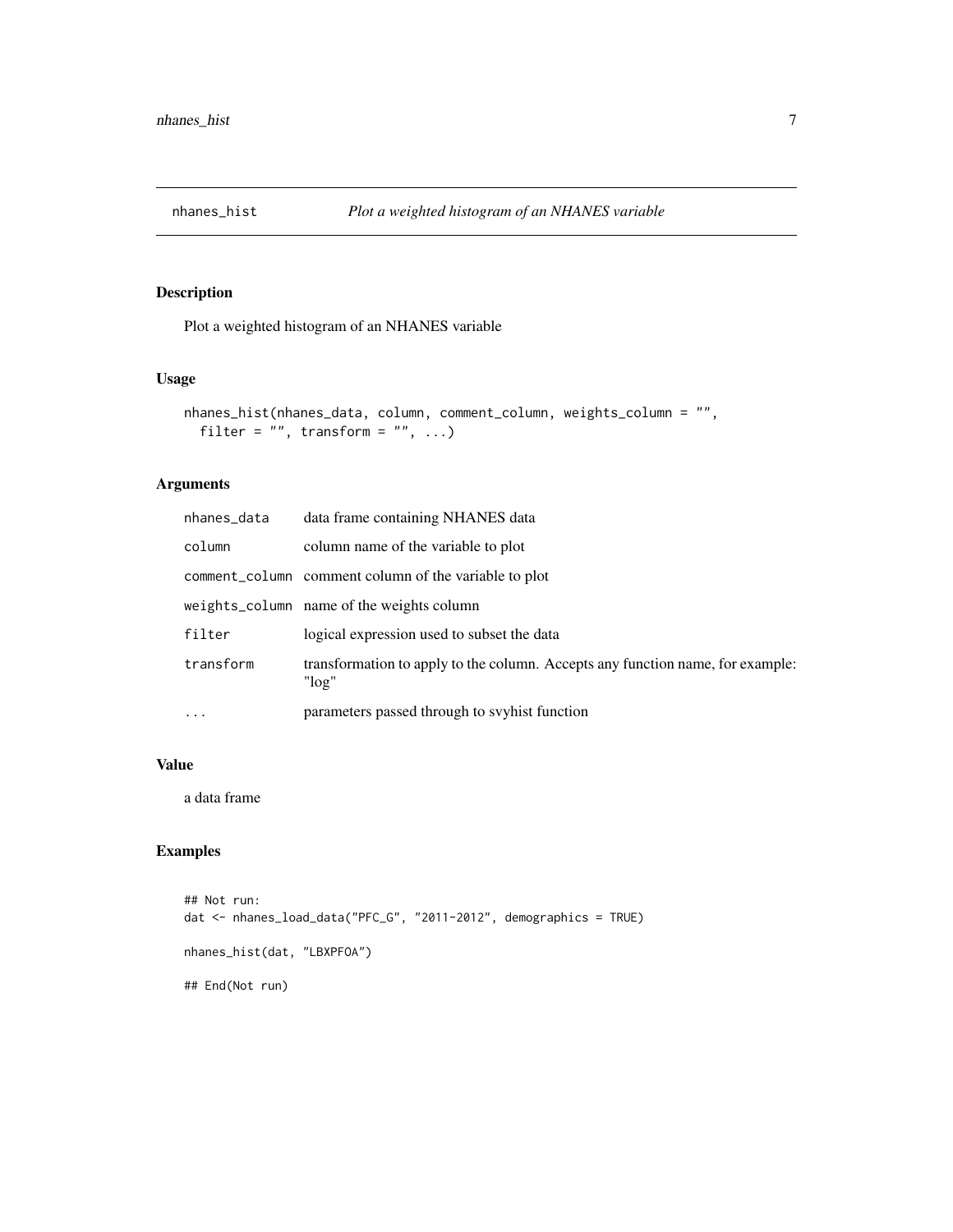# nhanes_hist — *Plot a weighted histogram of an NHANES variable*

## Description

Plot a weighted histogram of an NHANES variable

## Usage

```
nhanes_hist(nhanes_data, column, comment_column, weights_column = "",
  filter = "", transform = "", ...)
```

## Arguments

| | |
|---|---|
| nhanes_data | data frame containing NHANES data |
| column | column name of the variable to plot |
| comment_column | comment column of the variable to plot |
| weights_column | name of the weights column |
| filter | logical expression used to subset the data |
| transform | transformation to apply to the column. Accepts any function name, for example: "log" |
| ... | parameters passed through to svyhist function |

## Value

a data frame

## Examples

```
## Not run:
dat <- nhanes_load_data("PFC_G", "2011-2012", demographics = TRUE)

nhanes_hist(dat, "LBXPFOA")

## End(Not run)
```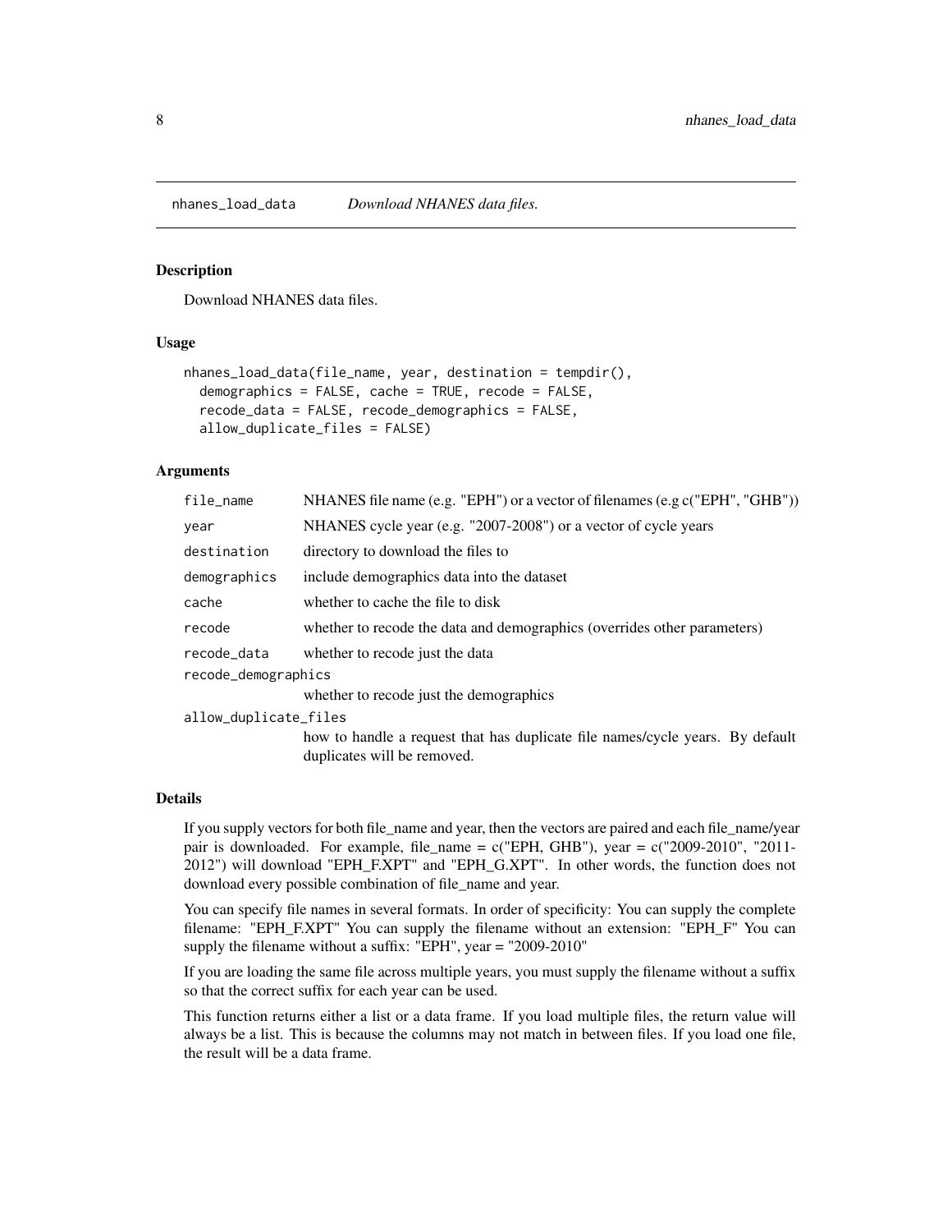# nhanes_load_data *Download NHANES data files.*

### Description

Download NHANES data files.

### Usage

```
nhanes_load_data(file_name, year, destination = tempdir(),
  demographics = FALSE, cache = TRUE, recode = FALSE,
  recode_data = FALSE, recode_demographics = FALSE,
  allow_duplicate_files = FALSE)
```

### Arguments

| | |
|---|---|
| file_name | NHANES file name (e.g. "EPH") or a vector of filenames (e.g c("EPH", "GHB")) |
| year | NHANES cycle year (e.g. "2007-2008") or a vector of cycle years |
| destination | directory to download the files to |
| demographics | include demographics data into the dataset |
| cache | whether to cache the file to disk |
| recode | whether to recode the data and demographics (overrides other parameters) |
| recode_data | whether to recode just the data |
| recode_demographics | whether to recode just the demographics |
| allow_duplicate_files | how to handle a request that has duplicate file names/cycle years. By default duplicates will be removed. |

### Details

If you supply vectors for both file_name and year, then the vectors are paired and each file_name/year pair is downloaded. For example, file_name = c("EPH, GHB"), year = c("2009-2010", "2011-2012") will download "EPH_F.XPT" and "EPH_G.XPT". In other words, the function does not download every possible combination of file_name and year.

You can specify file names in several formats. In order of specificity: You can supply the complete filename: "EPH_F.XPT" You can supply the filename without an extension: "EPH_F" You can supply the filename without a suffix: "EPH", year = "2009-2010"

If you are loading the same file across multiple years, you must supply the filename without a suffix so that the correct suffix for each year can be used.

This function returns either a list or a data frame. If you load multiple files, the return value will always be a list. This is because the columns may not match in between files. If you load one file, the result will be a data frame.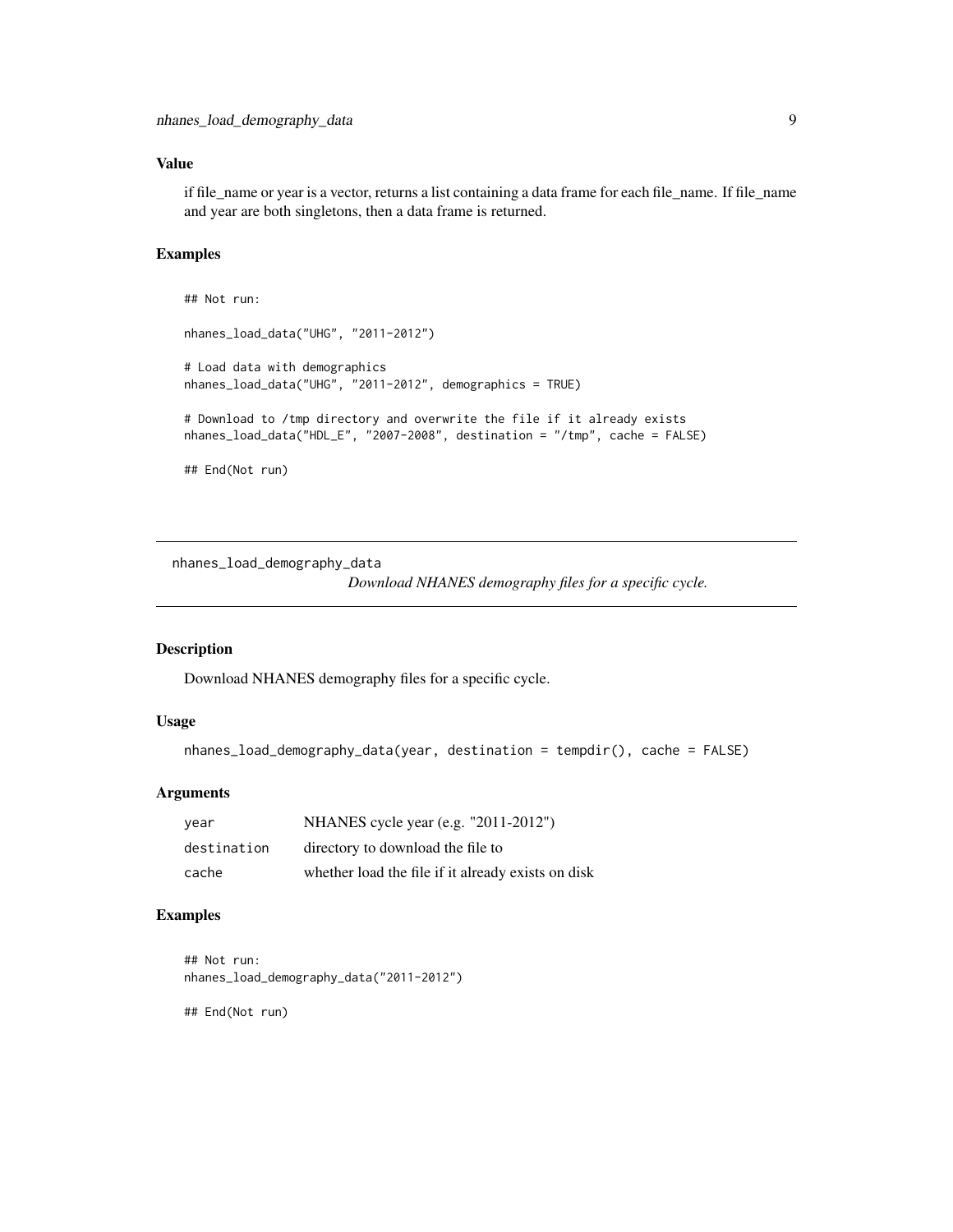### Value

if file_name or year is a vector, returns a list containing a data frame for each file_name. If file_name and year are both singletons, then a data frame is returned.

### Examples

```
## Not run:

nhanes_load_data("UHG", "2011-2012")

# Load data with demographics
nhanes_load_data("UHG", "2011-2012", demographics = TRUE)

# Download to /tmp directory and overwrite the file if it already exists
nhanes_load_data("HDL_E", "2007-2008", destination = "/tmp", cache = FALSE)

## End(Not run)
```

---

## nhanes_load_demography_data

*Download NHANES demography files for a specific cycle.*

---

### Description

Download NHANES demography files for a specific cycle.

### Usage

```
nhanes_load_demography_data(year, destination = tempdir(), cache = FALSE)
```

### Arguments

| | |
|---|---|
| year | NHANES cycle year (e.g. "2011-2012") |
| destination | directory to download the file to |
| cache | whether load the file if it already exists on disk |

### Examples

```
## Not run:
nhanes_load_demography_data("2011-2012")

## End(Not run)
```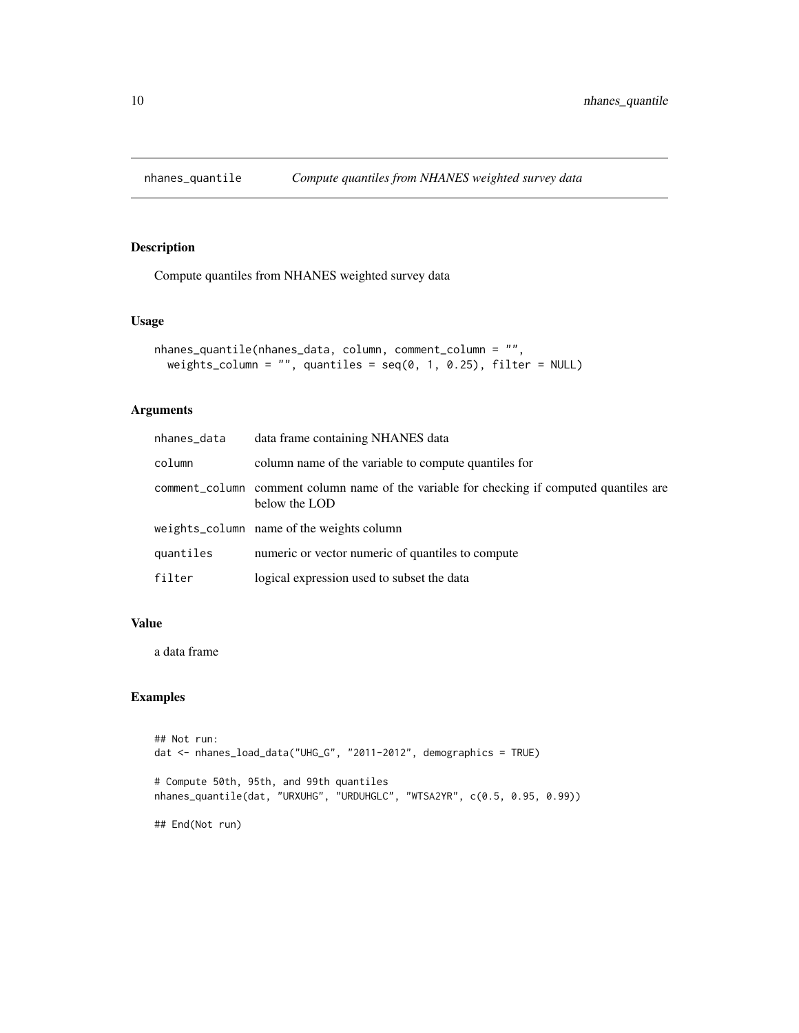# nhanes_quantile — *Compute quantiles from NHANES weighted survey data*

## Description

Compute quantiles from NHANES weighted survey data

## Usage

```
nhanes_quantile(nhanes_data, column, comment_column = "",
  weights_column = "", quantiles = seq(0, 1, 0.25), filter = NULL)
```

## Arguments

| Argument | Description |
|---|---|
| `nhanes_data` | data frame containing NHANES data |
| `column` | column name of the variable to compute quantiles for |
| `comment_column` | comment column name of the variable for checking if computed quantiles are below the LOD |
| `weights_column` | name of the weights column |
| `quantiles` | numeric or vector numeric of quantiles to compute |
| `filter` | logical expression used to subset the data |

## Value

a data frame

## Examples

```
## Not run:
dat <- nhanes_load_data("UHG_G", "2011-2012", demographics = TRUE)

# Compute 50th, 95th, and 99th quantiles
nhanes_quantile(dat, "URXUHG", "URDUHGLC", "WTSA2YR", c(0.5, 0.95, 0.99))

## End(Not run)
```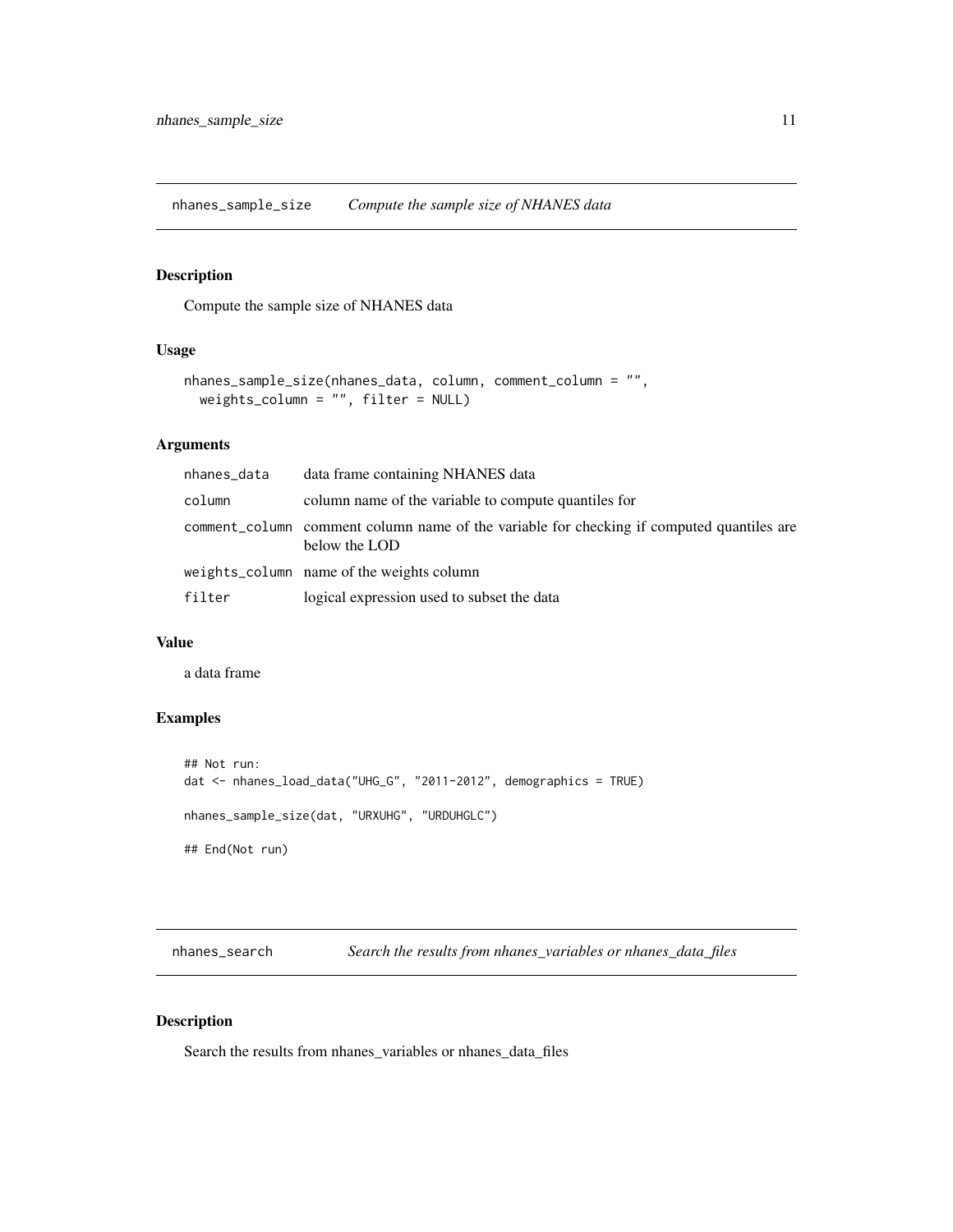## nhanes_sample_size — *Compute the sample size of NHANES data*

### Description

Compute the sample size of NHANES data

### Usage

```
nhanes_sample_size(nhanes_data, column, comment_column = "",
  weights_column = "", filter = NULL)
```

### Arguments

| | |
|---|---|
| nhanes_data | data frame containing NHANES data |
| column | column name of the variable to compute quantiles for |
| comment_column | comment column name of the variable for checking if computed quantiles are below the LOD |
| weights_column | name of the weights column |
| filter | logical expression used to subset the data |

### Value

a data frame

### Examples

```
## Not run:
dat <- nhanes_load_data("UHG_G", "2011-2012", demographics = TRUE)

nhanes_sample_size(dat, "URXUHG", "URDUHGLC")

## End(Not run)
```

## nhanes_search — *Search the results from nhanes_variables or nhanes_data_files*

### Description

Search the results from nhanes_variables or nhanes_data_files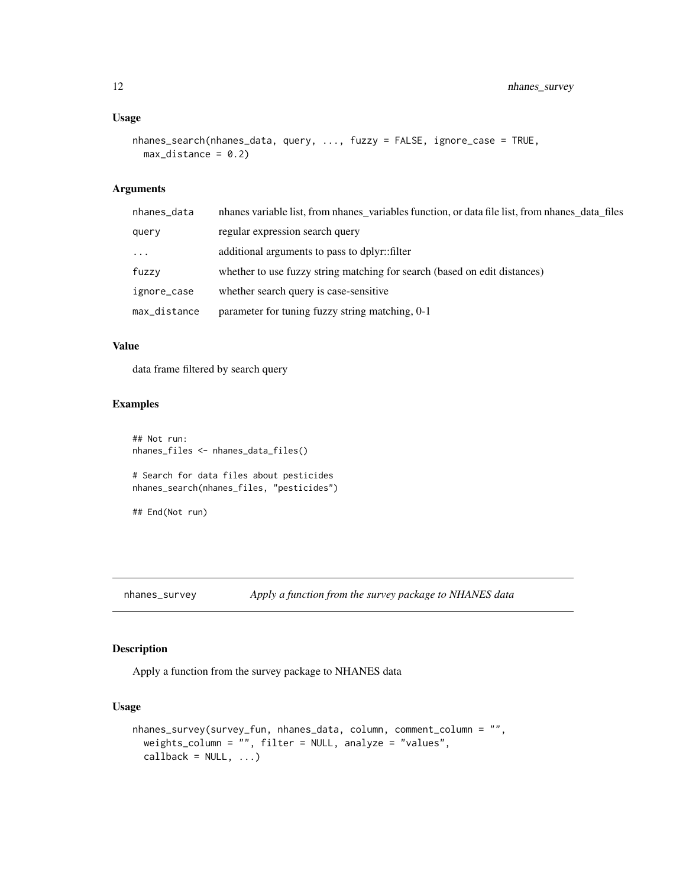### Usage

```
nhanes_search(nhanes_data, query, ..., fuzzy = FALSE, ignore_case = TRUE,
  max_distance = 0.2)
```

### Arguments

| | |
|---|---|
| nhanes_data | nhanes variable list, from nhanes_variables function, or data file list, from nhanes_data_files |
| query | regular expression search query |
| ... | additional arguments to pass to dplyr::filter |
| fuzzy | whether to use fuzzy string matching for search (based on edit distances) |
| ignore_case | whether search query is case-sensitive |
| max_distance | parameter for tuning fuzzy string matching, 0-1 |

### Value

data frame filtered by search query

### Examples

```
## Not run:
nhanes_files <- nhanes_data_files()

# Search for data files about pesticides
nhanes_search(nhanes_files, "pesticides")

## End(Not run)
```

---

## nhanes_survey    *Apply a function from the survey package to NHANES data*

---

### Description

Apply a function from the survey package to NHANES data

### Usage

```
nhanes_survey(survey_fun, nhanes_data, column, comment_column = "",
  weights_column = "", filter = NULL, analyze = "values",
  callback = NULL, ...)
```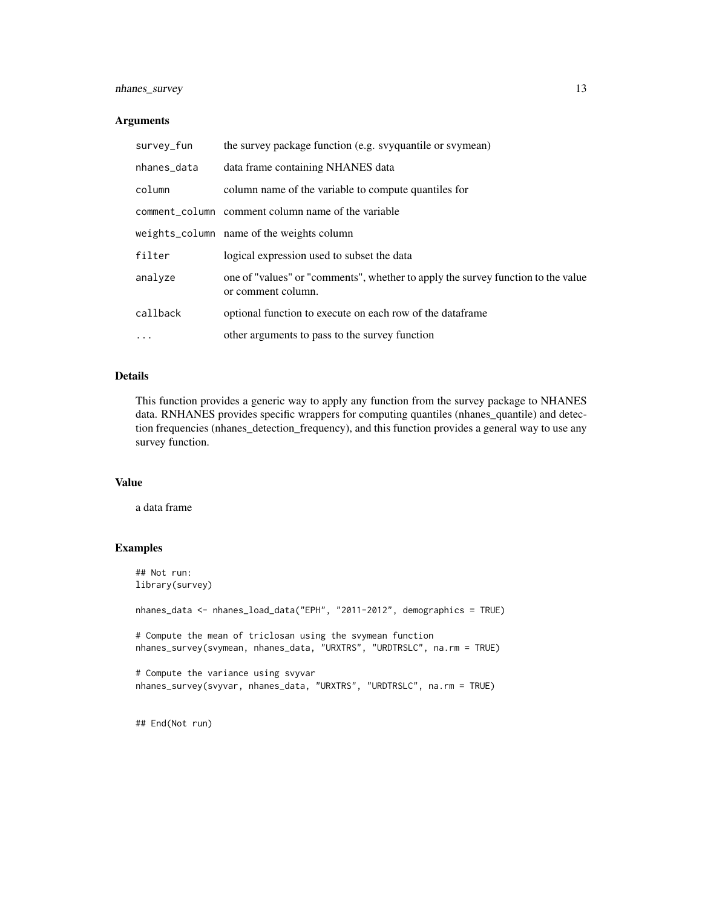### Arguments

| | |
|---|---|
| survey_fun | the survey package function (e.g. svyquantile or svymean) |
| nhanes_data | data frame containing NHANES data |
| column | column name of the variable to compute quantiles for |
| comment_column | comment column name of the variable |
| weights_column | name of the weights column |
| filter | logical expression used to subset the data |
| analyze | one of "values" or "comments", whether to apply the survey function to the value or comment column. |
| callback | optional function to execute on each row of the dataframe |
| ... | other arguments to pass to the survey function |

### Details

This function provides a generic way to apply any function from the survey package to NHANES data. RNHANES provides specific wrappers for computing quantiles (nhanes_quantile) and detection frequencies (nhanes_detection_frequency), and this function provides a general way to use any survey function.

### Value

a data frame

### Examples

```
## Not run:
library(survey)

nhanes_data <- nhanes_load_data("EPH", "2011-2012", demographics = TRUE)

# Compute the mean of triclosan using the svymean function
nhanes_survey(svymean, nhanes_data, "URXTRS", "URDTRSLC", na.rm = TRUE)

# Compute the variance using svyvar
nhanes_survey(svyvar, nhanes_data, "URXTRS", "URDTRSLC", na.rm = TRUE)


## End(Not run)
```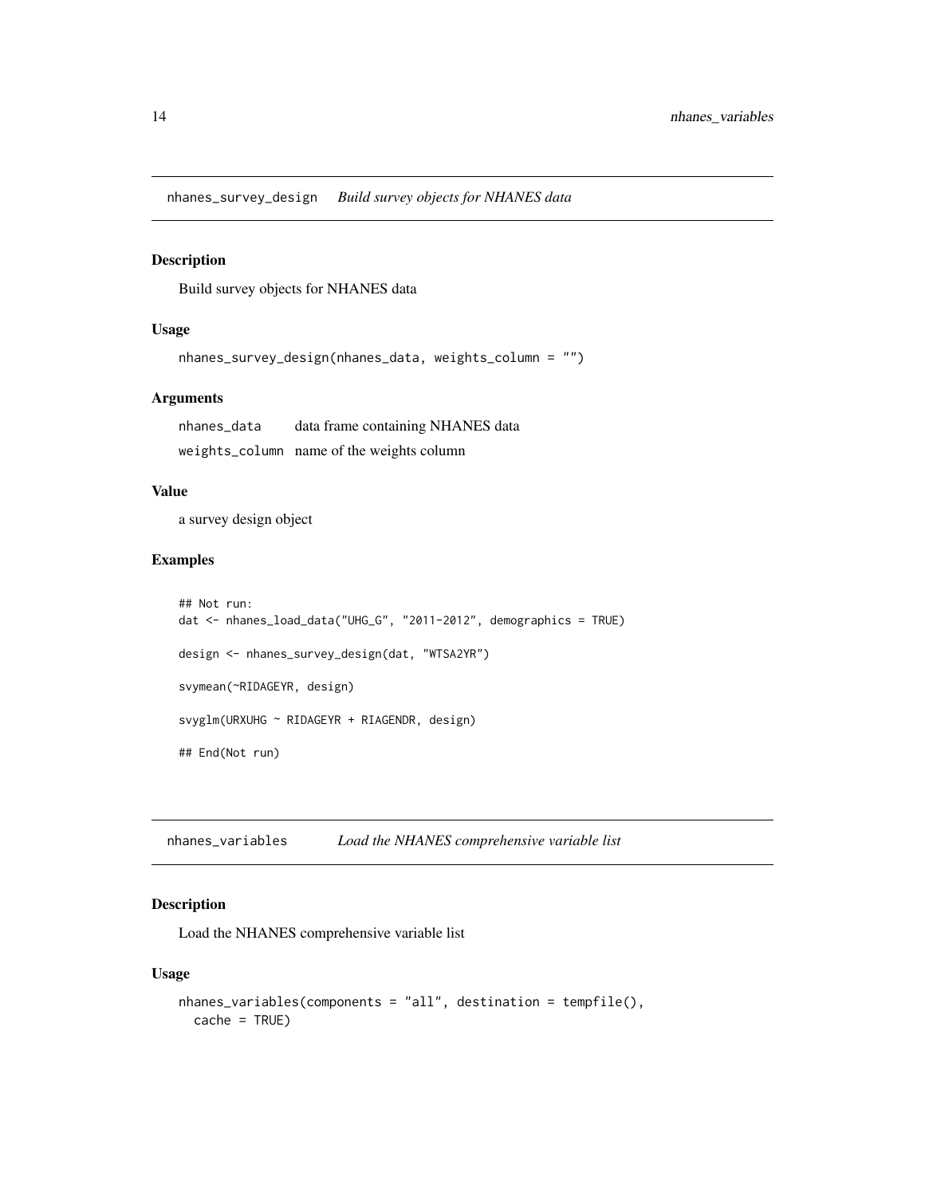## nhanes_survey_design *Build survey objects for NHANES data*

### Description

Build survey objects for NHANES data

### Usage

```
nhanes_survey_design(nhanes_data, weights_column = "")
```

### Arguments

| | |
|---|---|
| nhanes_data | data frame containing NHANES data |
| weights_column | name of the weights column |

### Value

a survey design object

### Examples

```
## Not run:
dat <- nhanes_load_data("UHG_G", "2011-2012", demographics = TRUE)

design <- nhanes_survey_design(dat, "WTSA2YR")

svymean(~RIDAGEYR, design)

svyglm(URXUHG ~ RIDAGEYR + RIAGENDR, design)

## End(Not run)
```

## nhanes_variables *Load the NHANES comprehensive variable list*

### Description

Load the NHANES comprehensive variable list

### Usage

```
nhanes_variables(components = "all", destination = tempfile(),
  cache = TRUE)
```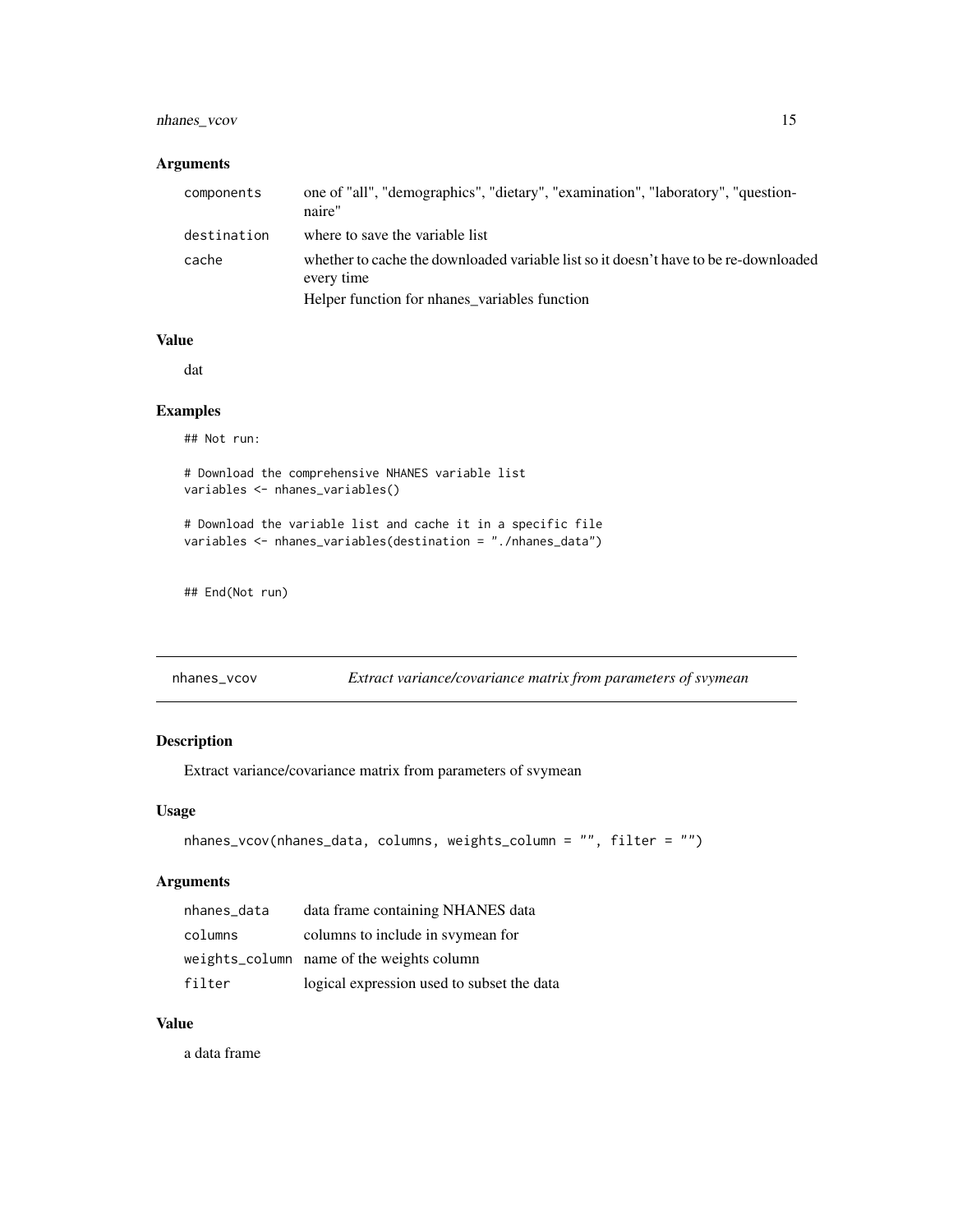### Arguments

| | |
|---|---|
| components | one of "all", "demographics", "dietary", "examination", "laboratory", "questionnaire" |
| destination | where to save the variable list |
| cache | whether to cache the downloaded variable list so it doesn't have to be re-downloaded every time<br>Helper function for nhanes_variables function |

### Value

dat

### Examples

```
## Not run:

# Download the comprehensive NHANES variable list
variables <- nhanes_variables()

# Download the variable list and cache it in a specific file
variables <- nhanes_variables(destination = "./nhanes_data")


## End(Not run)
```

---

## nhanes_vcov — *Extract variance/covariance matrix from parameters of svymean*

### Description

Extract variance/covariance matrix from parameters of svymean

### Usage

```
nhanes_vcov(nhanes_data, columns, weights_column = "", filter = "")
```

### Arguments

| | |
|---|---|
| nhanes_data | data frame containing NHANES data |
| columns | columns to include in svymean for |
| weights_column | name of the weights column |
| filter | logical expression used to subset the data |

### Value

a data frame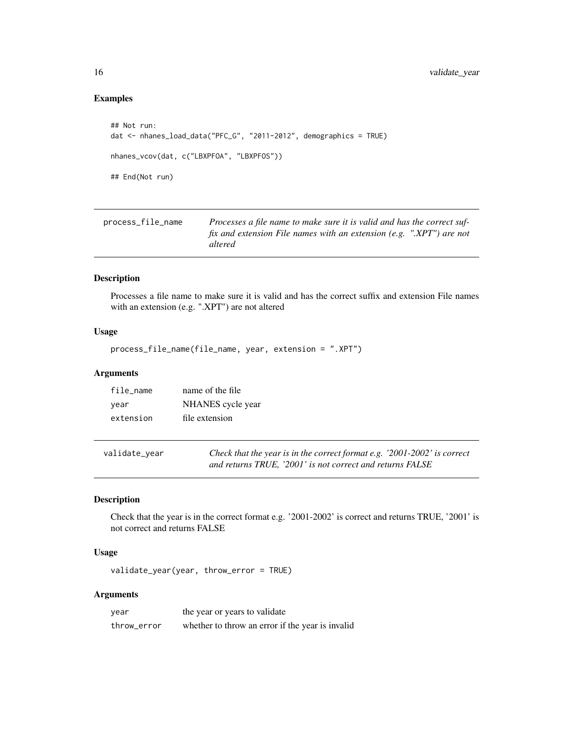### Examples

```
## Not run:
dat <- nhanes_load_data("PFC_G", "2011-2012", demographics = TRUE)

nhanes_vcov(dat, c("LBXPFOA", "LBXPFOS"))

## End(Not run)
```

## process_file_name

*Processes a file name to make sure it is valid and has the correct suffix and extension File names with an extension (e.g. ".XPT") are not altered*

### Description

Processes a file name to make sure it is valid and has the correct suffix and extension File names with an extension (e.g. ".XPT") are not altered

### Usage

```
process_file_name(file_name, year, extension = ".XPT")
```

### Arguments

| | |
|---|---|
| file_name | name of the file |
| year | NHANES cycle year |
| extension | file extension |

## validate_year

*Check that the year is in the correct format e.g. '2001-2002' is correct and returns TRUE, '2001' is not correct and returns FALSE*

### Description

Check that the year is in the correct format e.g. '2001-2002' is correct and returns TRUE, '2001' is not correct and returns FALSE

### Usage

```
validate_year(year, throw_error = TRUE)
```

### Arguments

| | |
|---|---|
| year | the year or years to validate |
| throw_error | whether to throw an error if the year is invalid |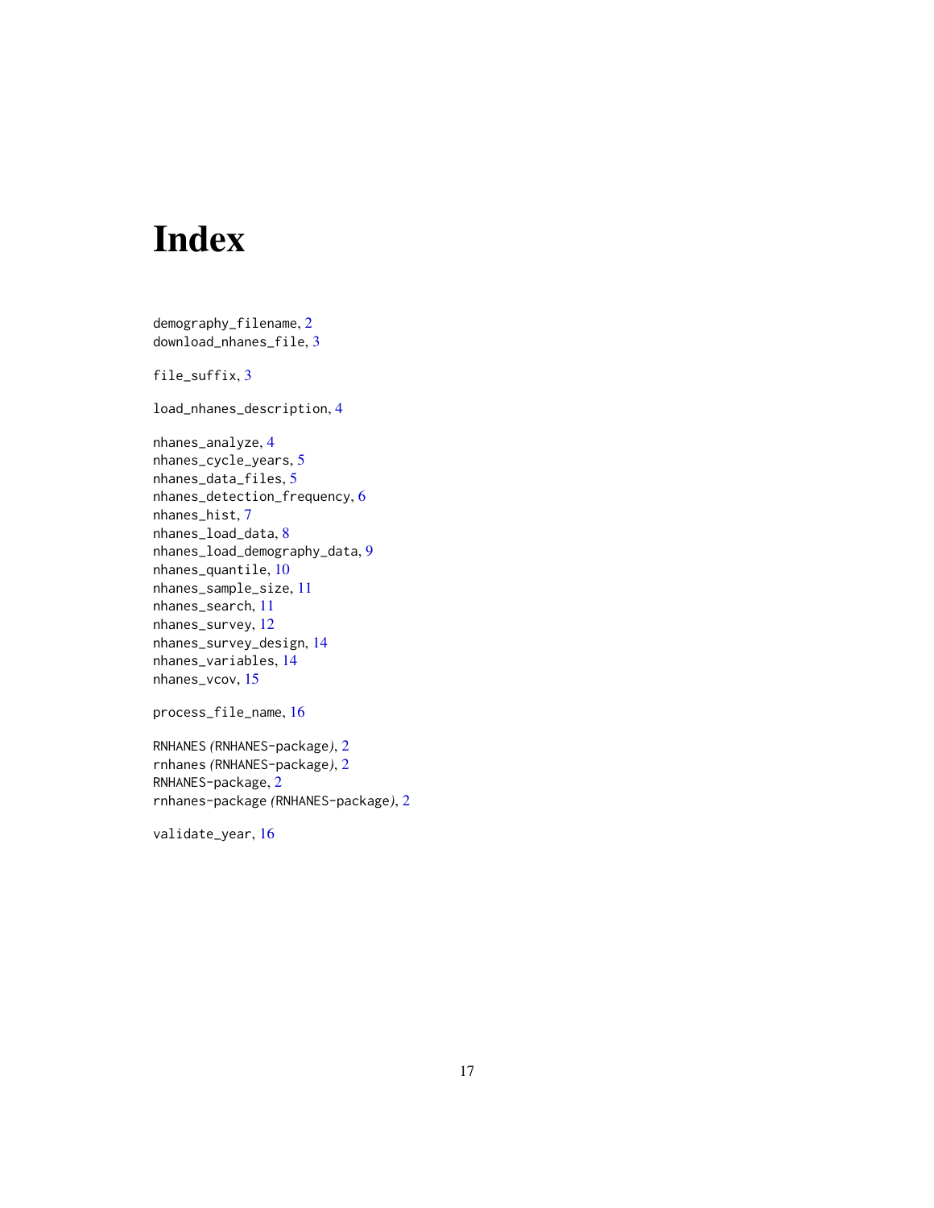# Index

demography_filename, 2
download_nhanes_file, 3

file_suffix, 3

load_nhanes_description, 4

nhanes_analyze, 4
nhanes_cycle_years, 5
nhanes_data_files, 5
nhanes_detection_frequency, 6
nhanes_hist, 7
nhanes_load_data, 8
nhanes_load_demography_data, 9
nhanes_quantile, 10
nhanes_sample_size, 11
nhanes_search, 11
nhanes_survey, 12
nhanes_survey_design, 14
nhanes_variables, 14
nhanes_vcov, 15

process_file_name, 16

RNHANES *(*RNHANES-package*)*, 2
rnhanes *(*RNHANES-package*)*, 2
RNHANES-package, 2
rnhanes-package *(*RNHANES-package*)*, 2

validate_year, 16